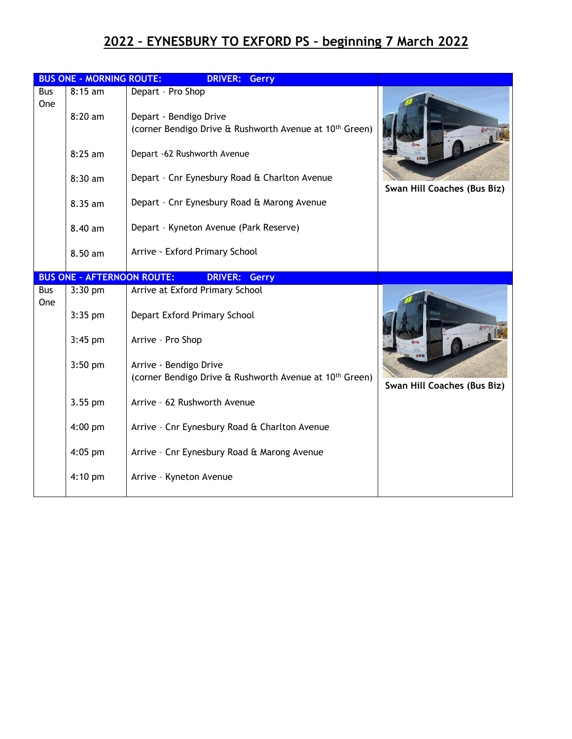# 2022 – EYNESBURY TO EXFORD PS – beginning 7 March 2022

| BUS ONE - MORNING ROUTE: | DRIVER: Gerry | | |
|---|---|---|---|
| Bus One | 8:15 am | Depart – Pro Shop | Swan Hill Coaches (Bus Biz) |
| | 8:20 am | Depart - Bendigo Drive (corner Bendigo Drive & Rushworth Avenue at 10th Green) | |
| | 8:25 am | Depart -62 Rushworth Avenue | |
| | 8:30 am | Depart – Cnr Eynesbury Road & Charlton Avenue | |
| | 8.35 am | Depart – Cnr Eynesbury Road & Marong Avenue | |
| | 8.40 am | Depart – Kyneton Avenue (Park Reserve) | |
| | 8.50 am | Arrive - Exford Primary School | |

| BUS ONE - AFTERNOON ROUTE: | DRIVER: Gerry | | |
|---|---|---|---|
| Bus One | 3:30 pm | Arrive at Exford Primary School | Swan Hill Coaches (Bus Biz) |
| | 3:35 pm | Depart Exford Primary School | |
| | 3:45 pm | Arrive – Pro Shop | |
| | 3:50 pm | Arrive - Bendigo Drive (corner Bendigo Drive & Rushworth Avenue at 10th Green) | |
| | 3.55 pm | Arrive – 62 Rushworth Avenue | |
| | 4:00 pm | Arrive – Cnr Eynesbury Road & Charlton Avenue | |
| | 4:05 pm | Arrive – Cnr Eynesbury Road & Marong Avenue | |
| | 4:10 pm | Arrive – Kyneton Avenue | |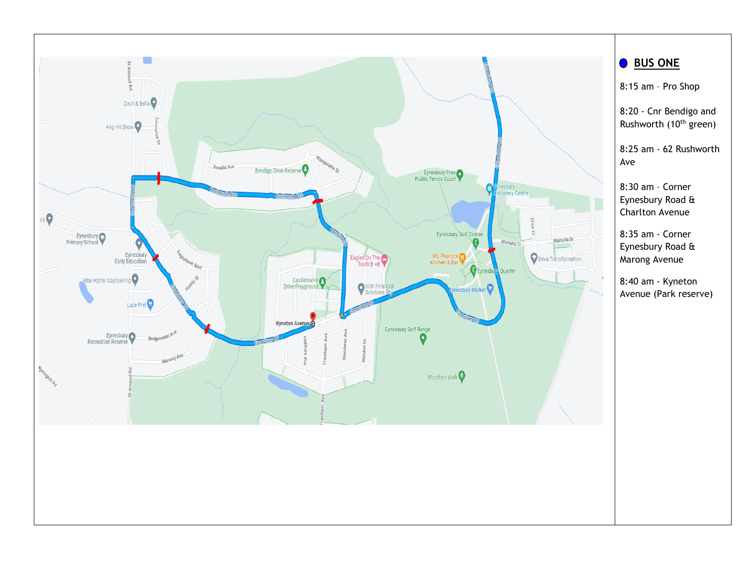## BUS ONE

8:15 am – Pro Shop

8:20 - Cnr Bendigo and Rushworth (10th green)

8:25 am - 62 Rushworth Ave

8:30 am – Corner Eynesbury Road & Charlton Avenue

8:35 am - Corner Eynesbury Road & Marong Avenue

8:40 am - Kyneton Avenue (Park reserve)